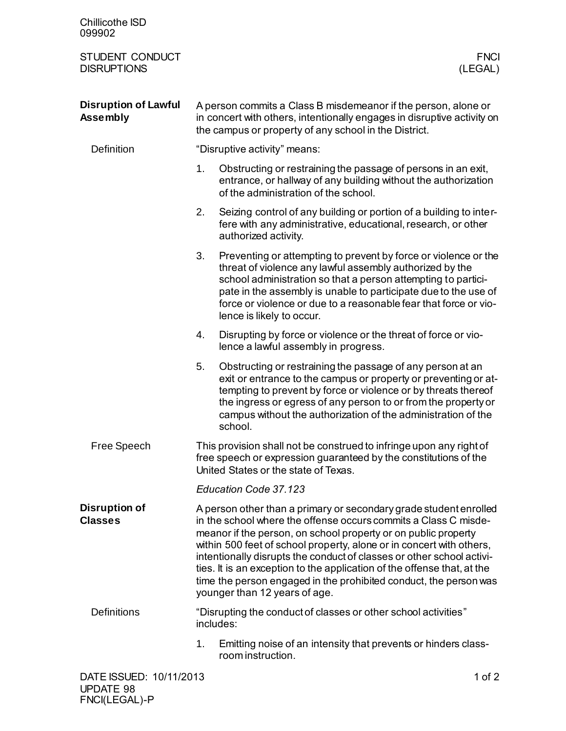Chillicothe ISD
099902

STUDENT CONDUCT
DISRUPTIONS

FNCI
(LEGAL)

## Disruption of Lawful Assembly

A person commits a Class B misdemeanor if the person, alone or in concert with others, intentionally engages in disruptive activity on the campus or property of any school in the District.

### Definition

"Disruptive activity" means:

1. Obstructing or restraining the passage of persons in an exit, entrance, or hallway of any building without the authorization of the administration of the school.
2. Seizing control of any building or portion of a building to interfere with any administrative, educational, research, or other authorized activity.
3. Preventing or attempting to prevent by force or violence or the threat of violence any lawful assembly authorized by the school administration so that a person attempting to participate in the assembly is unable to participate due to the use of force or violence or due to a reasonable fear that force or violence is likely to occur.
4. Disrupting by force or violence or the threat of force or violence a lawful assembly in progress.
5. Obstructing or restraining the passage of any person at an exit or entrance to the campus or property or preventing or attempting to prevent by force or violence or by threats thereof the ingress or egress of any person to or from the property or campus without the authorization of the administration of the school.

### Free Speech

This provision shall not be construed to infringe upon any right of free speech or expression guaranteed by the constitutions of the United States or the state of Texas.

*Education Code 37.123*

## Disruption of Classes

A person other than a primary or secondary grade student enrolled in the school where the offense occurs commits a Class C misdemeanor if the person, on school property or on public property within 500 feet of school property, alone or in concert with others, intentionally disrupts the conduct of classes or other school activities. It is an exception to the application of the offense that, at the time the person engaged in the prohibited conduct, the person was younger than 12 years of age.

### Definitions

"Disrupting the conduct of classes or other school activities" includes:

1. Emitting noise of an intensity that prevents or hinders classroom instruction.

DATE ISSUED: 10/11/2013
UPDATE 98
FNCI(LEGAL)-P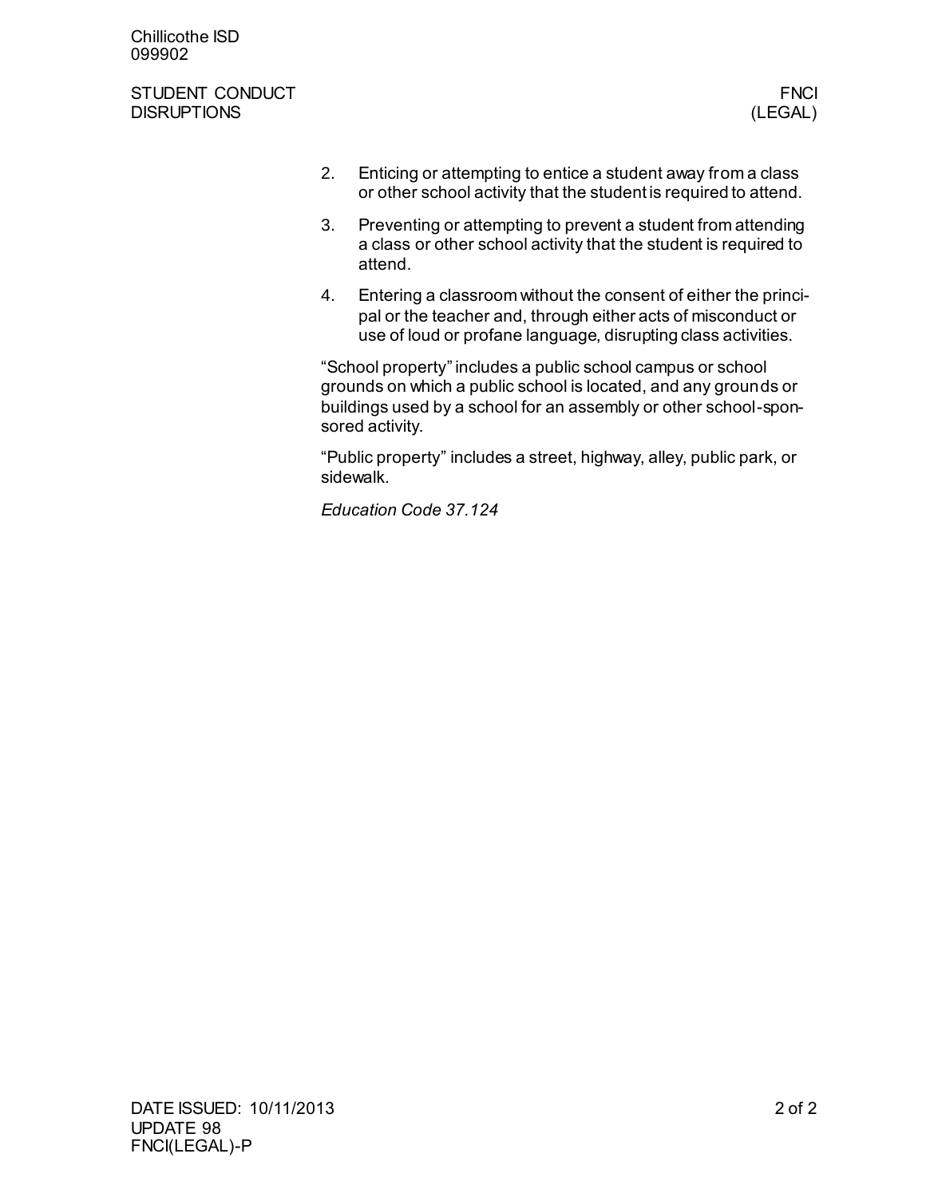2. Enticing or attempting to entice a student away from a class or other school activity that the student is required to attend.
3. Preventing or attempting to prevent a student from attending a class or other school activity that the student is required to attend.
4. Entering a classroom without the consent of either the principal or the teacher and, through either acts of misconduct or use of loud or profane language, disrupting class activities.

"School property" includes a public school campus or school grounds on which a public school is located, and any grounds or buildings used by a school for an assembly or other school-sponsored activity.

"Public property" includes a street, highway, alley, public park, or sidewalk.

*Education Code 37.124*